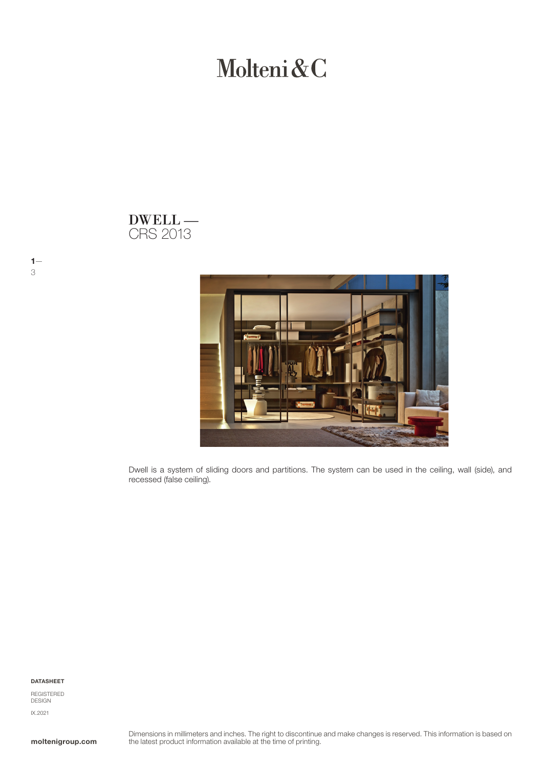# Molteni&C

## DWELL — CRS 2013

Dwell is a system of sliding doors and partitions. The system can be used in the ceiling, wall (side), and recessed (false ceiling).

**DATASHEET**

REGISTERED DESIGN

IX.2021

**moltenigroup.com**

Dimensions in millimeters and inches. The right to discontinue and make changes is reserved. This information is based on the latest product information available at the time of printing.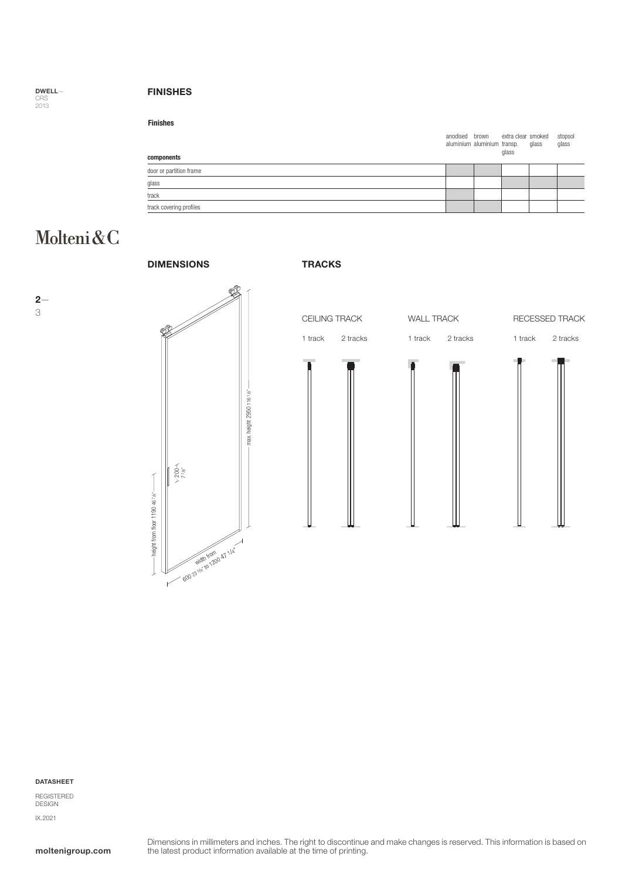## FINISHES

**Finishes**

| components | anodised aluminium | brown aluminium | extra clear transp. glass | smoked glass | stopsol glass |
|---|---|---|---|---|---|
| door or partition frame | ■ | ■ | | | |
| glass | | | ■ | ■ | ■ |
| track | ■ | | | | |
| track covering profiles | ■ | ■ | | | |

## DIMENSIONS

max. height 2950 116 1/8"

200 7 7/8"

height from floor 1190 46 7/8"

width from 600 23 5/8" to 1200 47 1/4"

## TRACKS

CEILING TRACK

1 track    2 tracks

WALL TRACK

1 track    2 tracks

RECESSED TRACK

1 track    2 tracks

Dimensions in millimeters and inches. The right to discontinue and make changes is reserved. This information is based on the latest product information available at the time of printing.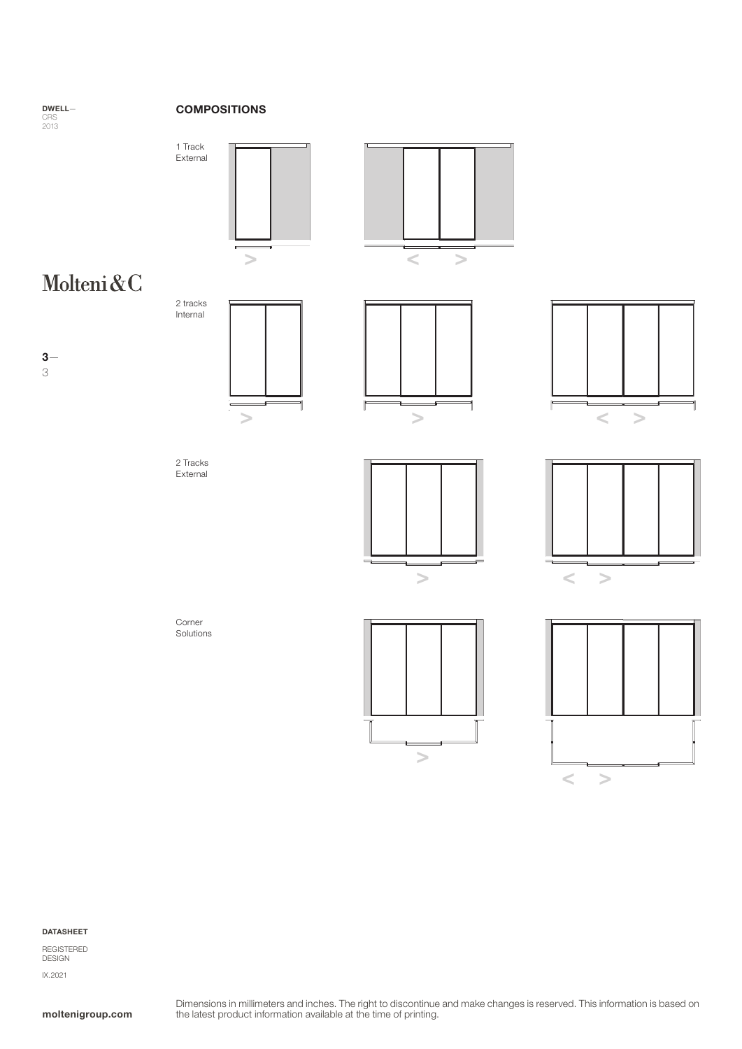## COMPOSITIONS

1 Track
External

>

< >

Molteni&C

2 tracks
Internal

>

>

< >

2 Tracks
External

>

< >

Corner
Solutions

>

< >

**DATASHEET**

REGISTERED
DESIGN

IX.2021

Dimensions in millimeters and inches. The right to discontinue and make changes is reserved. This information is based on the latest product information available at the time of printing.

**moltenigroup.com**